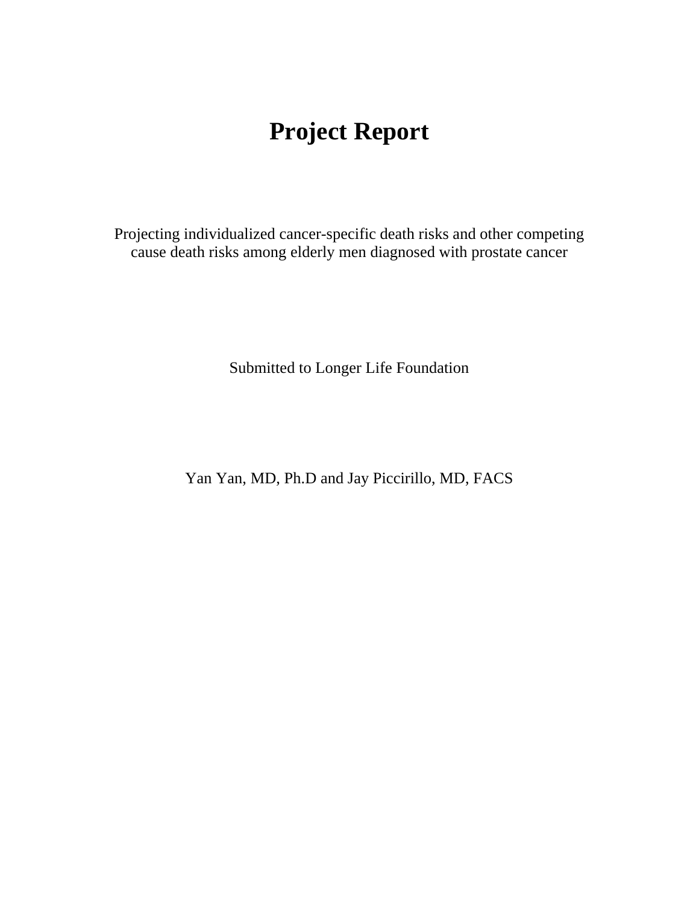# Project Report

Projecting individualized cancer-specific death risks and other competing cause death risks among elderly men diagnosed with prostate cancer

Submitted to Longer Life Foundation

Yan Yan, MD, Ph.D and Jay Piccirillo, MD, FACS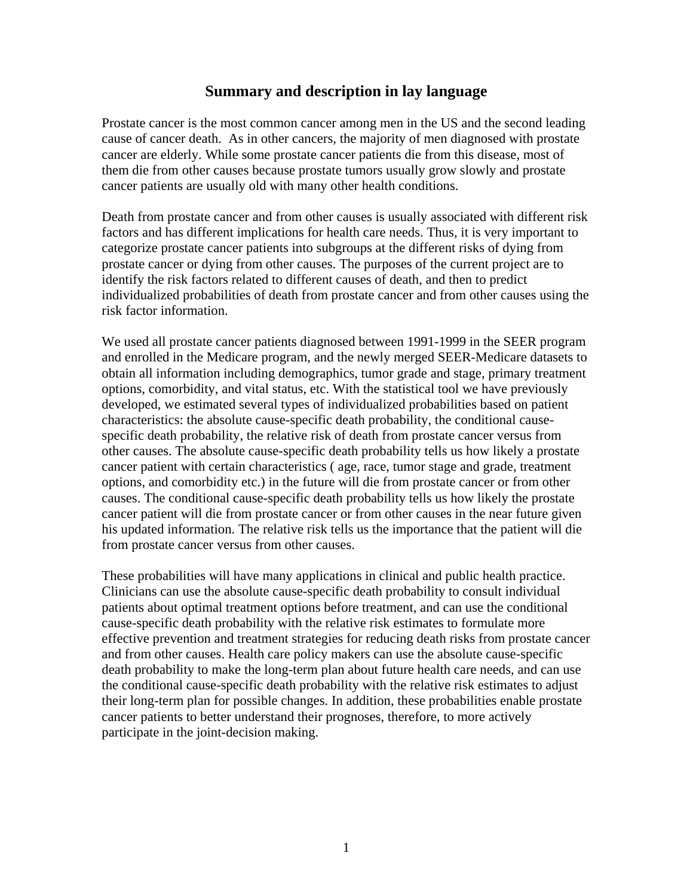## Summary and description in lay language

Prostate cancer is the most common cancer among men in the US and the second leading cause of cancer death. As in other cancers, the majority of men diagnosed with prostate cancer are elderly. While some prostate cancer patients die from this disease, most of them die from other causes because prostate tumors usually grow slowly and prostate cancer patients are usually old with many other health conditions.

Death from prostate cancer and from other causes is usually associated with different risk factors and has different implications for health care needs. Thus, it is very important to categorize prostate cancer patients into subgroups at the different risks of dying from prostate cancer or dying from other causes. The purposes of the current project are to identify the risk factors related to different causes of death, and then to predict individualized probabilities of death from prostate cancer and from other causes using the risk factor information.

We used all prostate cancer patients diagnosed between 1991-1999 in the SEER program and enrolled in the Medicare program, and the newly merged SEER-Medicare datasets to obtain all information including demographics, tumor grade and stage, primary treatment options, comorbidity, and vital status, etc. With the statistical tool we have previously developed, we estimated several types of individualized probabilities based on patient characteristics: the absolute cause-specific death probability, the conditional cause-specific death probability, the relative risk of death from prostate cancer versus from other causes. The absolute cause-specific death probability tells us how likely a prostate cancer patient with certain characteristics ( age, race, tumor stage and grade, treatment options, and comorbidity etc.) in the future will die from prostate cancer or from other causes. The conditional cause-specific death probability tells us how likely the prostate cancer patient will die from prostate cancer or from other causes in the near future given his updated information. The relative risk tells us the importance that the patient will die from prostate cancer versus from other causes.

These probabilities will have many applications in clinical and public health practice. Clinicians can use the absolute cause-specific death probability to consult individual patients about optimal treatment options before treatment, and can use the conditional cause-specific death probability with the relative risk estimates to formulate more effective prevention and treatment strategies for reducing death risks from prostate cancer and from other causes. Health care policy makers can use the absolute cause-specific death probability to make the long-term plan about future health care needs, and can use the conditional cause-specific death probability with the relative risk estimates to adjust their long-term plan for possible changes. In addition, these probabilities enable prostate cancer patients to better understand their prognoses, therefore, to more actively participate in the joint-decision making.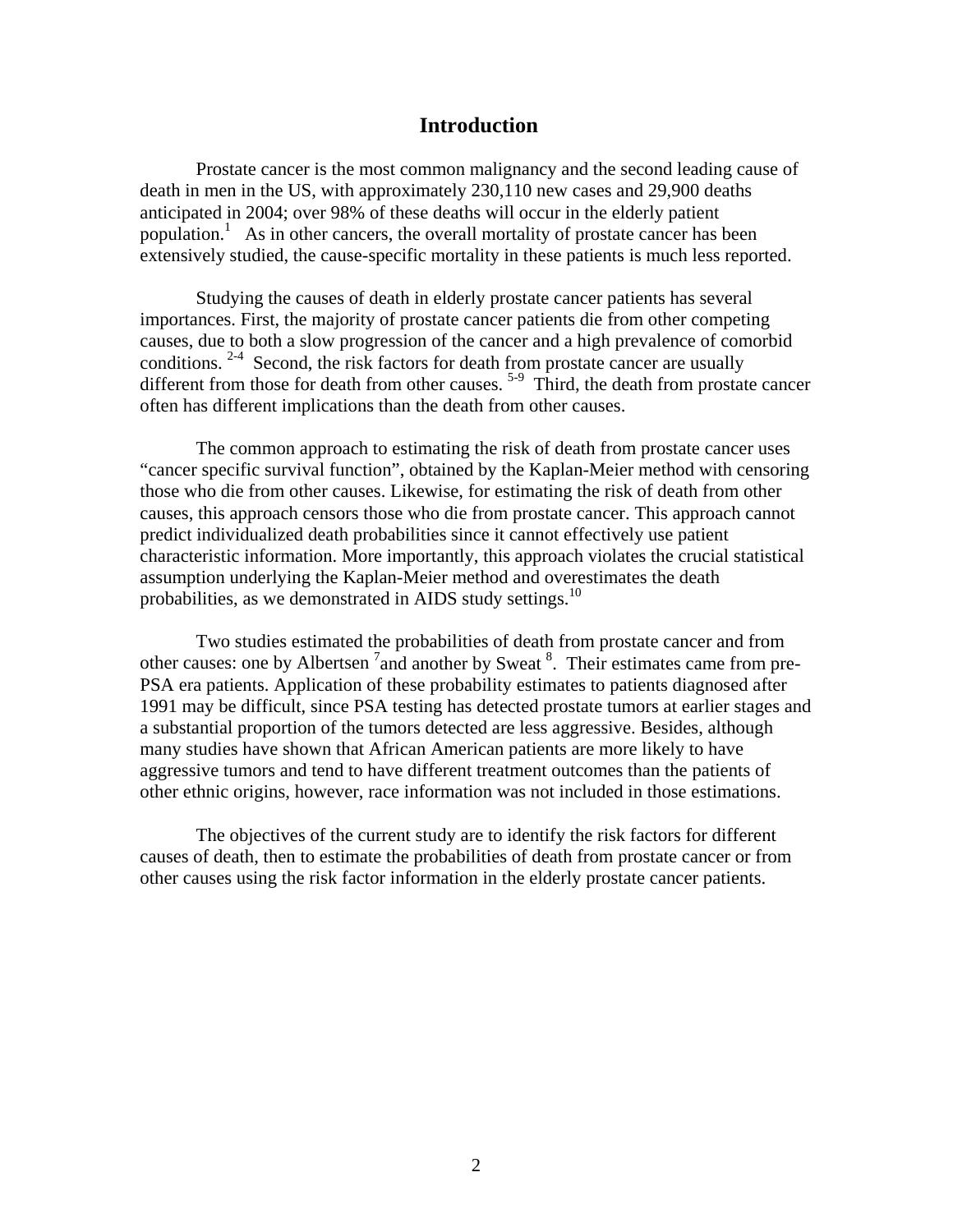## Introduction

Prostate cancer is the most common malignancy and the second leading cause of death in men in the US, with approximately 230,110 new cases and 29,900 deaths anticipated in 2004; over 98% of these deaths will occur in the elderly patient population.[1] As in other cancers, the overall mortality of prostate cancer has been extensively studied, the cause-specific mortality in these patients is much less reported.

Studying the causes of death in elderly prostate cancer patients has several importances. First, the majority of prostate cancer patients die from other competing causes, due to both a slow progression of the cancer and a high prevalence of comorbid conditions. [2-4] Second, the risk factors for death from prostate cancer are usually different from those for death from other causes. [5-9] Third, the death from prostate cancer often has different implications than the death from other causes.

The common approach to estimating the risk of death from prostate cancer uses "cancer specific survival function", obtained by the Kaplan-Meier method with censoring those who die from other causes. Likewise, for estimating the risk of death from other causes, this approach censors those who die from prostate cancer. This approach cannot predict individualized death probabilities since it cannot effectively use patient characteristic information. More importantly, this approach violates the crucial statistical assumption underlying the Kaplan-Meier method and overestimates the death probabilities, as we demonstrated in AIDS study settings.[10]

Two studies estimated the probabilities of death from prostate cancer and from other causes: one by Albertsen [7]and another by Sweat [8]. Their estimates came from pre-PSA era patients. Application of these probability estimates to patients diagnosed after 1991 may be difficult, since PSA testing has detected prostate tumors at earlier stages and a substantial proportion of the tumors detected are less aggressive. Besides, although many studies have shown that African American patients are more likely to have aggressive tumors and tend to have different treatment outcomes than the patients of other ethnic origins, however, race information was not included in those estimations.

The objectives of the current study are to identify the risk factors for different causes of death, then to estimate the probabilities of death from prostate cancer or from other causes using the risk factor information in the elderly prostate cancer patients.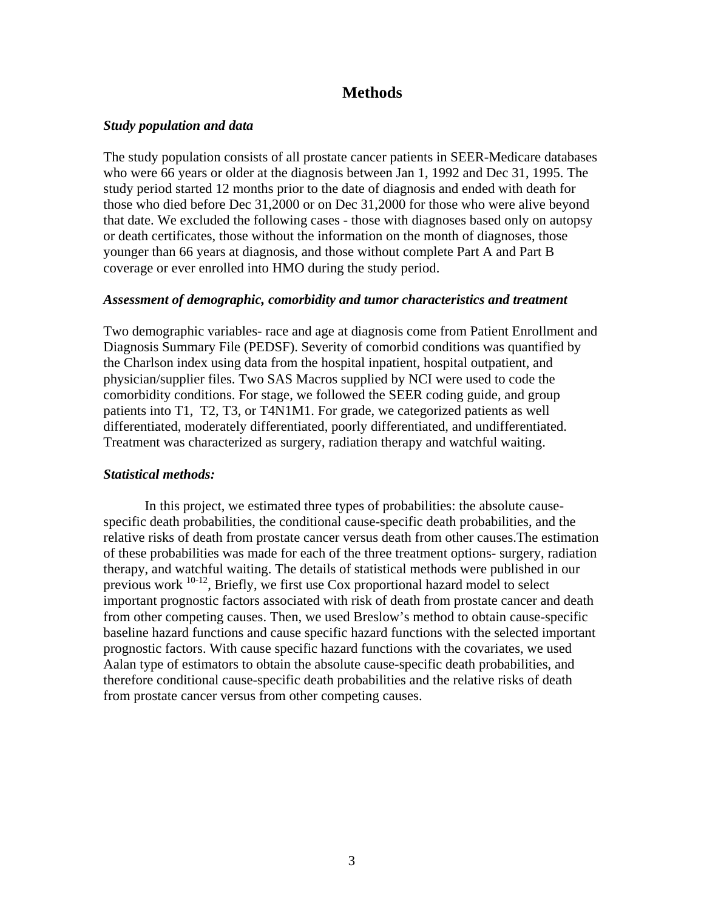## Methods

### *Study population and data*

The study population consists of all prostate cancer patients in SEER-Medicare databases who were 66 years or older at the diagnosis between Jan 1, 1992 and Dec 31, 1995. The study period started 12 months prior to the date of diagnosis and ended with death for those who died before Dec 31,2000 or on Dec 31,2000 for those who were alive beyond that date. We excluded the following cases - those with diagnoses based only on autopsy or death certificates, those without the information on the month of diagnoses, those younger than 66 years at diagnosis, and those without complete Part A and Part B coverage or ever enrolled into HMO during the study period.

### *Assessment of demographic, comorbidity and tumor characteristics and treatment*

Two demographic variables- race and age at diagnosis come from Patient Enrollment and Diagnosis Summary File (PEDSF). Severity of comorbid conditions was quantified by the Charlson index using data from the hospital inpatient, hospital outpatient, and physician/supplier files. Two SAS Macros supplied by NCI were used to code the comorbidity conditions. For stage, we followed the SEER coding guide, and group patients into T1, T2, T3, or T4N1M1. For grade, we categorized patients as well differentiated, moderately differentiated, poorly differentiated, and undifferentiated. Treatment was characterized as surgery, radiation therapy and watchful waiting.

### *Statistical methods:*

In this project, we estimated three types of probabilities: the absolute cause-specific death probabilities, the conditional cause-specific death probabilities, and the relative risks of death from prostate cancer versus death from other causes.The estimation of these probabilities was made for each of the three treatment options- surgery, radiation therapy, and watchful waiting. The details of statistical methods were published in our previous work [10-12], Briefly, we first use Cox proportional hazard model to select important prognostic factors associated with risk of death from prostate cancer and death from other competing causes. Then, we used Breslow's method to obtain cause-specific baseline hazard functions and cause specific hazard functions with the selected important prognostic factors. With cause specific hazard functions with the covariates, we used Aalan type of estimators to obtain the absolute cause-specific death probabilities, and therefore conditional cause-specific death probabilities and the relative risks of death from prostate cancer versus from other competing causes.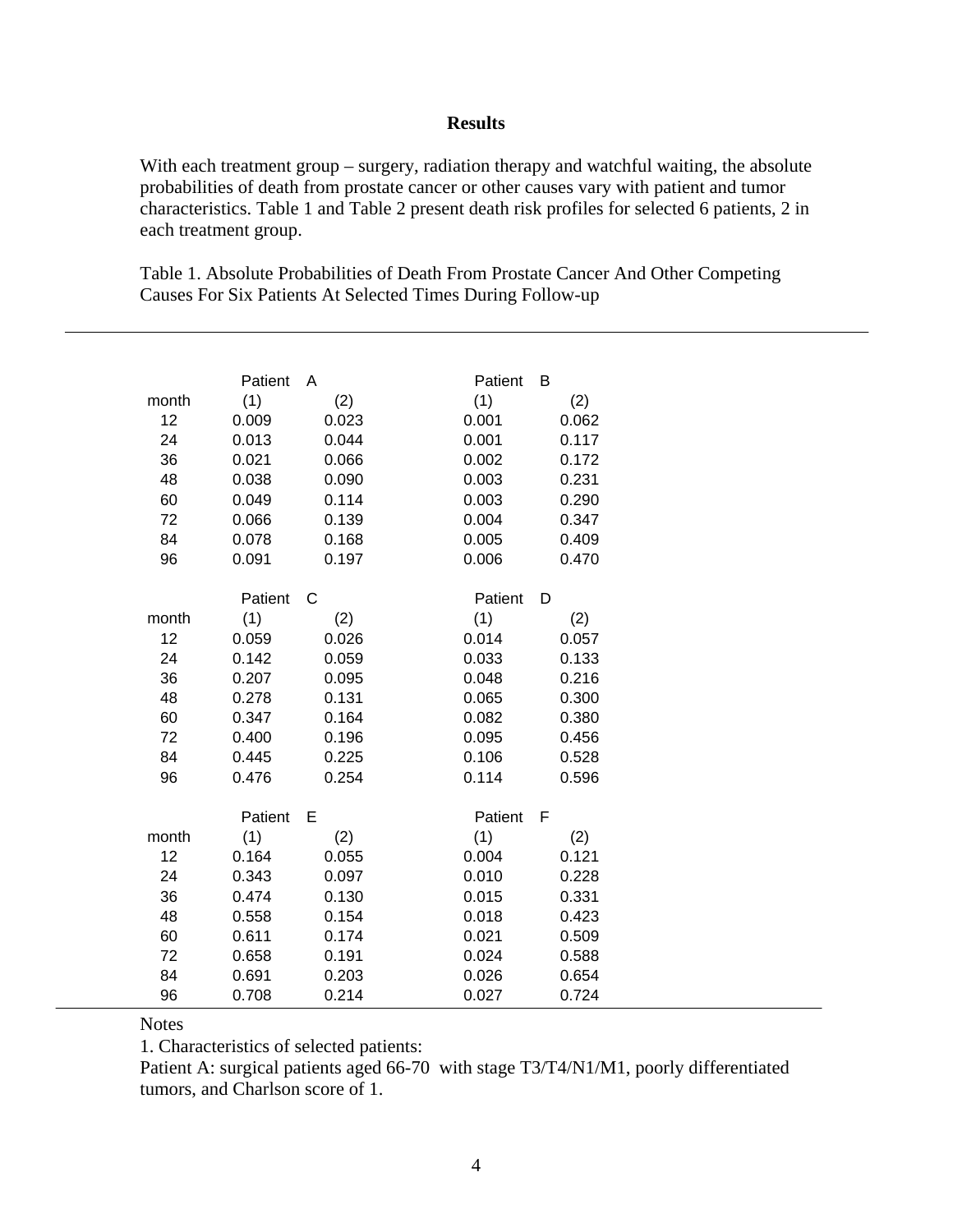**Results**

With each treatment group – surgery, radiation therapy and watchful waiting, the absolute probabilities of death from prostate cancer or other causes vary with patient and tumor characteristics. Table 1 and Table 2 present death risk profiles for selected 6 patients, 2 in each treatment group.

Table 1. Absolute Probabilities of Death From Prostate Cancer And Other Competing Causes For Six Patients At Selected Times During Follow-up

| | Patient A | | Patient B | |
|---|---|---|---|---|
| month | (1) | (2) | (1) | (2) |
| 12 | 0.009 | 0.023 | 0.001 | 0.062 |
| 24 | 0.013 | 0.044 | 0.001 | 0.117 |
| 36 | 0.021 | 0.066 | 0.002 | 0.172 |
| 48 | 0.038 | 0.090 | 0.003 | 0.231 |
| 60 | 0.049 | 0.114 | 0.003 | 0.290 |
| 72 | 0.066 | 0.139 | 0.004 | 0.347 |
| 84 | 0.078 | 0.168 | 0.005 | 0.409 |
| 96 | 0.091 | 0.197 | 0.006 | 0.470 |
| | **Patient C** | | **Patient D** | |
| month | (1) | (2) | (1) | (2) |
| 12 | 0.059 | 0.026 | 0.014 | 0.057 |
| 24 | 0.142 | 0.059 | 0.033 | 0.133 |
| 36 | 0.207 | 0.095 | 0.048 | 0.216 |
| 48 | 0.278 | 0.131 | 0.065 | 0.300 |
| 60 | 0.347 | 0.164 | 0.082 | 0.380 |
| 72 | 0.400 | 0.196 | 0.095 | 0.456 |
| 84 | 0.445 | 0.225 | 0.106 | 0.528 |
| 96 | 0.476 | 0.254 | 0.114 | 0.596 |
| | **Patient E** | | **Patient F** | |
| month | (1) | (2) | (1) | (2) |
| 12 | 0.164 | 0.055 | 0.004 | 0.121 |
| 24 | 0.343 | 0.097 | 0.010 | 0.228 |
| 36 | 0.474 | 0.130 | 0.015 | 0.331 |
| 48 | 0.558 | 0.154 | 0.018 | 0.423 |
| 60 | 0.611 | 0.174 | 0.021 | 0.509 |
| 72 | 0.658 | 0.191 | 0.024 | 0.588 |
| 84 | 0.691 | 0.203 | 0.026 | 0.654 |
| 96 | 0.708 | 0.214 | 0.027 | 0.724 |

Notes

1. Characteristics of selected patients:

Patient A: surgical patients aged 66-70 with stage T3/T4/N1/M1, poorly differentiated tumors, and Charlson score of 1.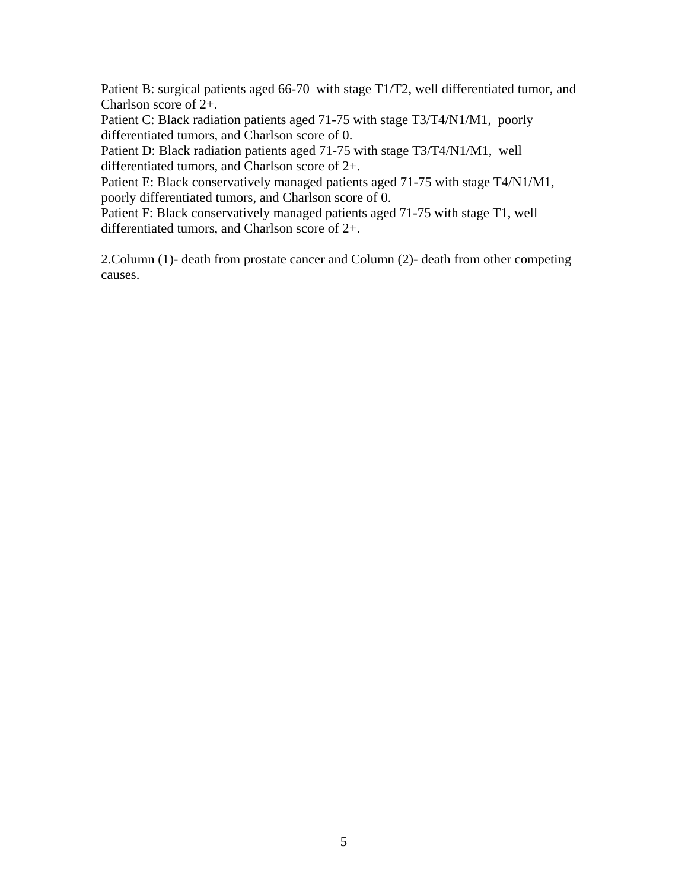Patient B: surgical patients aged 66-70 with stage T1/T2, well differentiated tumor, and Charlson score of 2+.
Patient C: Black radiation patients aged 71-75 with stage T3/T4/N1/M1, poorly differentiated tumors, and Charlson score of 0.
Patient D: Black radiation patients aged 71-75 with stage T3/T4/N1/M1, well differentiated tumors, and Charlson score of 2+.
Patient E: Black conservatively managed patients aged 71-75 with stage T4/N1/M1, poorly differentiated tumors, and Charlson score of 0.
Patient F: Black conservatively managed patients aged 71-75 with stage T1, well differentiated tumors, and Charlson score of 2+.

2.Column (1)- death from prostate cancer and Column (2)- death from other competing causes.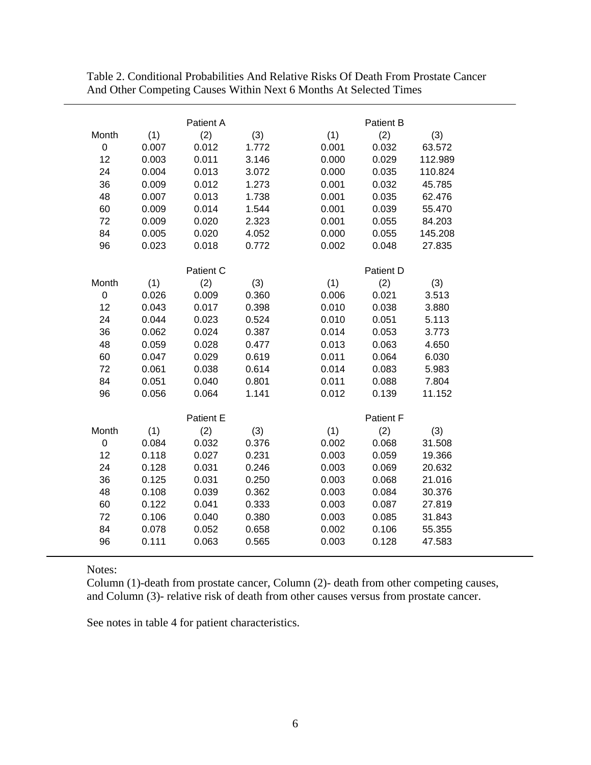Table 2. Conditional Probabilities And Relative Risks Of Death From Prostate Cancer And Other Competing Causes Within Next 6 Months At Selected Times

| | Patient A | | | Patient B | | |
|---|---|---|---|---|---|---|
| Month | (1) | (2) | (3) | (1) | (2) | (3) |
| 0 | 0.007 | 0.012 | 1.772 | 0.001 | 0.032 | 63.572 |
| 12 | 0.003 | 0.011 | 3.146 | 0.000 | 0.029 | 112.989 |
| 24 | 0.004 | 0.013 | 3.072 | 0.000 | 0.035 | 110.824 |
| 36 | 0.009 | 0.012 | 1.273 | 0.001 | 0.032 | 45.785 |
| 48 | 0.007 | 0.013 | 1.738 | 0.001 | 0.035 | 62.476 |
| 60 | 0.009 | 0.014 | 1.544 | 0.001 | 0.039 | 55.470 |
| 72 | 0.009 | 0.020 | 2.323 | 0.001 | 0.055 | 84.203 |
| 84 | 0.005 | 0.020 | 4.052 | 0.000 | 0.055 | 145.208 |
| 96 | 0.023 | 0.018 | 0.772 | 0.002 | 0.048 | 27.835 |

| | Patient C | | | Patient D | | |
|---|---|---|---|---|---|---|
| Month | (1) | (2) | (3) | (1) | (2) | (3) |
| 0 | 0.026 | 0.009 | 0.360 | 0.006 | 0.021 | 3.513 |
| 12 | 0.043 | 0.017 | 0.398 | 0.010 | 0.038 | 3.880 |
| 24 | 0.044 | 0.023 | 0.524 | 0.010 | 0.051 | 5.113 |
| 36 | 0.062 | 0.024 | 0.387 | 0.014 | 0.053 | 3.773 |
| 48 | 0.059 | 0.028 | 0.477 | 0.013 | 0.063 | 4.650 |
| 60 | 0.047 | 0.029 | 0.619 | 0.011 | 0.064 | 6.030 |
| 72 | 0.061 | 0.038 | 0.614 | 0.014 | 0.083 | 5.983 |
| 84 | 0.051 | 0.040 | 0.801 | 0.011 | 0.088 | 7.804 |
| 96 | 0.056 | 0.064 | 1.141 | 0.012 | 0.139 | 11.152 |

| | Patient E | | | Patient F | | |
|---|---|---|---|---|---|---|
| Month | (1) | (2) | (3) | (1) | (2) | (3) |
| 0 | 0.084 | 0.032 | 0.376 | 0.002 | 0.068 | 31.508 |
| 12 | 0.118 | 0.027 | 0.231 | 0.003 | 0.059 | 19.366 |
| 24 | 0.128 | 0.031 | 0.246 | 0.003 | 0.069 | 20.632 |
| 36 | 0.125 | 0.031 | 0.250 | 0.003 | 0.068 | 21.016 |
| 48 | 0.108 | 0.039 | 0.362 | 0.003 | 0.084 | 30.376 |
| 60 | 0.122 | 0.041 | 0.333 | 0.003 | 0.087 | 27.819 |
| 72 | 0.106 | 0.040 | 0.380 | 0.003 | 0.085 | 31.843 |
| 84 | 0.078 | 0.052 | 0.658 | 0.002 | 0.106 | 55.355 |
| 96 | 0.111 | 0.063 | 0.565 | 0.003 | 0.128 | 47.583 |

Notes:
Column (1)-death from prostate cancer, Column (2)- death from other competing causes, and Column (3)- relative risk of death from other causes versus from prostate cancer.

See notes in table 4 for patient characteristics.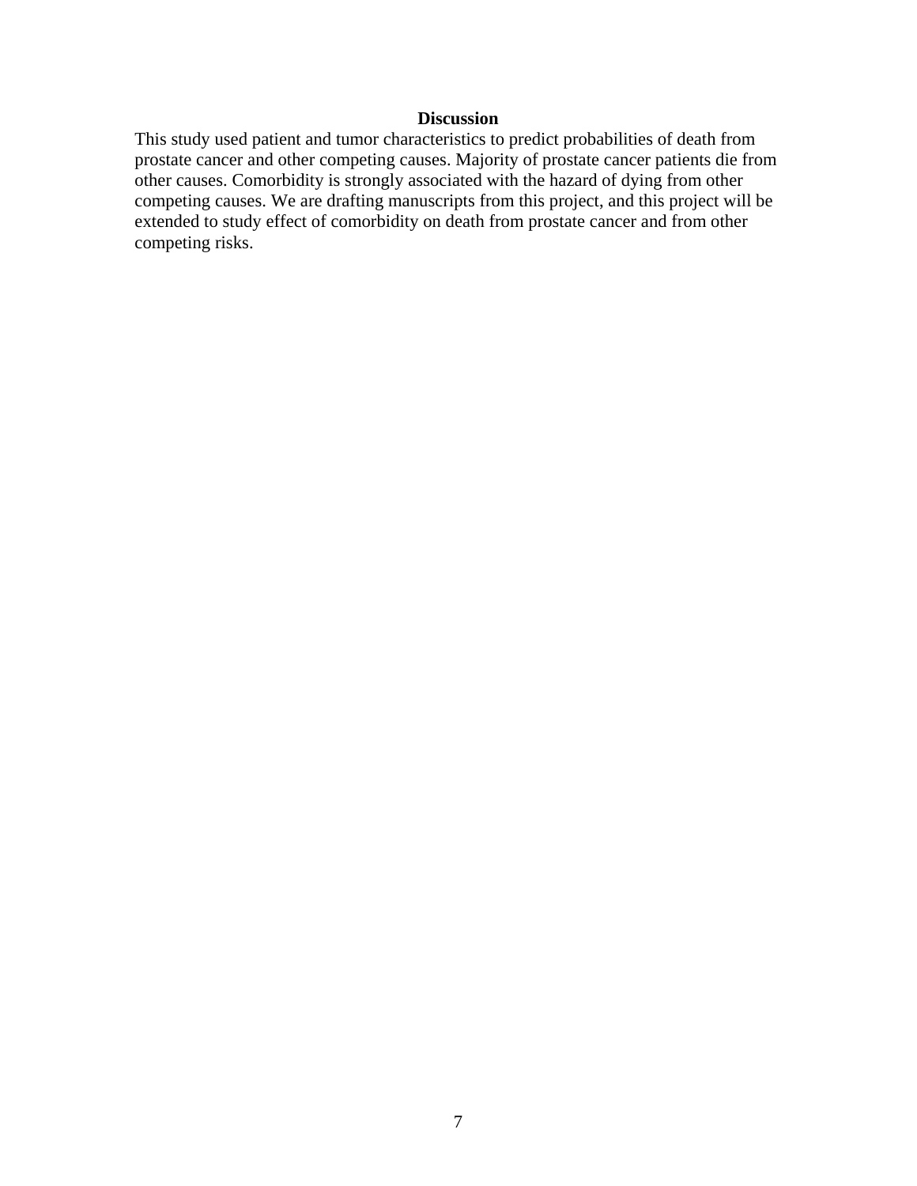## Discussion

This study used patient and tumor characteristics to predict probabilities of death from prostate cancer and other competing causes. Majority of prostate cancer patients die from other causes. Comorbidity is strongly associated with the hazard of dying from other competing causes. We are drafting manuscripts from this project, and this project will be extended to study effect of comorbidity on death from prostate cancer and from other competing risks.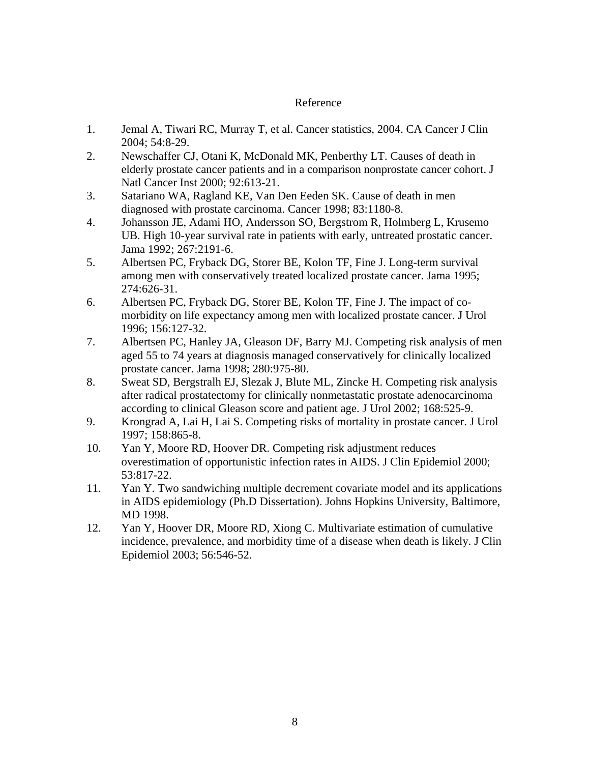# Reference

1. Jemal A, Tiwari RC, Murray T, et al. Cancer statistics, 2004. CA Cancer J Clin 2004; 54:8-29.
2. Newschaffer CJ, Otani K, McDonald MK, Penberthy LT. Causes of death in elderly prostate cancer patients and in a comparison nonprostate cancer cohort. J Natl Cancer Inst 2000; 92:613-21.
3. Satariano WA, Ragland KE, Van Den Eeden SK. Cause of death in men diagnosed with prostate carcinoma. Cancer 1998; 83:1180-8.
4. Johansson JE, Adami HO, Andersson SO, Bergstrom R, Holmberg L, Krusemo UB. High 10-year survival rate in patients with early, untreated prostatic cancer. Jama 1992; 267:2191-6.
5. Albertsen PC, Fryback DG, Storer BE, Kolon TF, Fine J. Long-term survival among men with conservatively treated localized prostate cancer. Jama 1995; 274:626-31.
6. Albertsen PC, Fryback DG, Storer BE, Kolon TF, Fine J. The impact of co-morbidity on life expectancy among men with localized prostate cancer. J Urol 1996; 156:127-32.
7. Albertsen PC, Hanley JA, Gleason DF, Barry MJ. Competing risk analysis of men aged 55 to 74 years at diagnosis managed conservatively for clinically localized prostate cancer. Jama 1998; 280:975-80.
8. Sweat SD, Bergstralh EJ, Slezak J, Blute ML, Zincke H. Competing risk analysis after radical prostatectomy for clinically nonmetastatic prostate adenocarcinoma according to clinical Gleason score and patient age. J Urol 2002; 168:525-9.
9. Krongrad A, Lai H, Lai S. Competing risks of mortality in prostate cancer. J Urol 1997; 158:865-8.
10. Yan Y, Moore RD, Hoover DR. Competing risk adjustment reduces overestimation of opportunistic infection rates in AIDS. J Clin Epidemiol 2000; 53:817-22.
11. Yan Y. Two sandwiching multiple decrement covariate model and its applications in AIDS epidemiology (Ph.D Dissertation). Johns Hopkins University, Baltimore, MD 1998.
12. Yan Y, Hoover DR, Moore RD, Xiong C. Multivariate estimation of cumulative incidence, prevalence, and morbidity time of a disease when death is likely. J Clin Epidemiol 2003; 56:546-52.